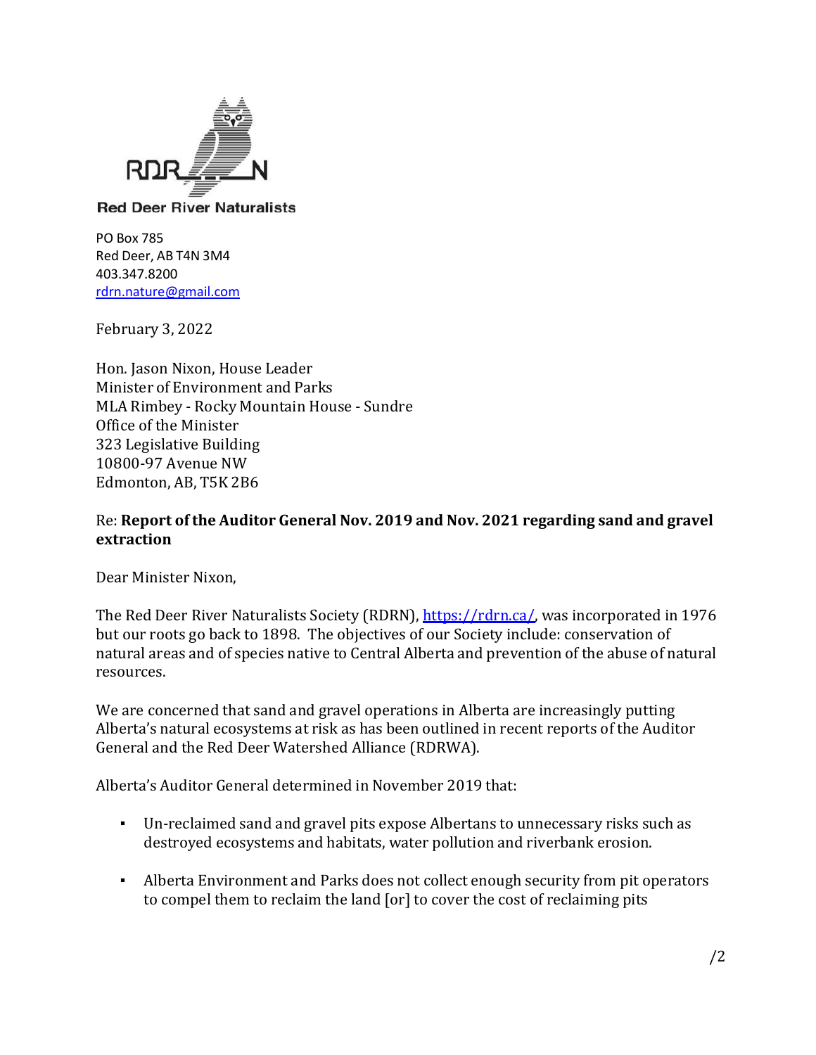**Red Deer River Naturalists**

PO Box 785
Red Deer, AB T4N 3M4
403.347.8200
[rdrn.nature@gmail.com](mailto:rdrn.nature@gmail.com)

February 3, 2022

Hon. Jason Nixon, House Leader
Minister of Environment and Parks
MLA Rimbey - Rocky Mountain House - Sundre
Office of the Minister
323 Legislative Building
10800-97 Avenue NW
Edmonton, AB, T5K 2B6

Re: **Report of the Auditor General Nov. 2019 and Nov. 2021 regarding sand and gravel extraction**

Dear Minister Nixon,

The Red Deer River Naturalists Society (RDRN), [https://rdrn.ca/](https://rdrn.ca/), was incorporated in 1976 but our roots go back to 1898. The objectives of our Society include: conservation of natural areas and of species native to Central Alberta and prevention of the abuse of natural resources.

We are concerned that sand and gravel operations in Alberta are increasingly putting Alberta's natural ecosystems at risk as has been outlined in recent reports of the Auditor General and the Red Deer Watershed Alliance (RDRWA).

Alberta's Auditor General determined in November 2019 that:

- Un-reclaimed sand and gravel pits expose Albertans to unnecessary risks such as destroyed ecosystems and habitats, water pollution and riverbank erosion.
- Alberta Environment and Parks does not collect enough security from pit operators to compel them to reclaim the land [or] to cover the cost of reclaiming pits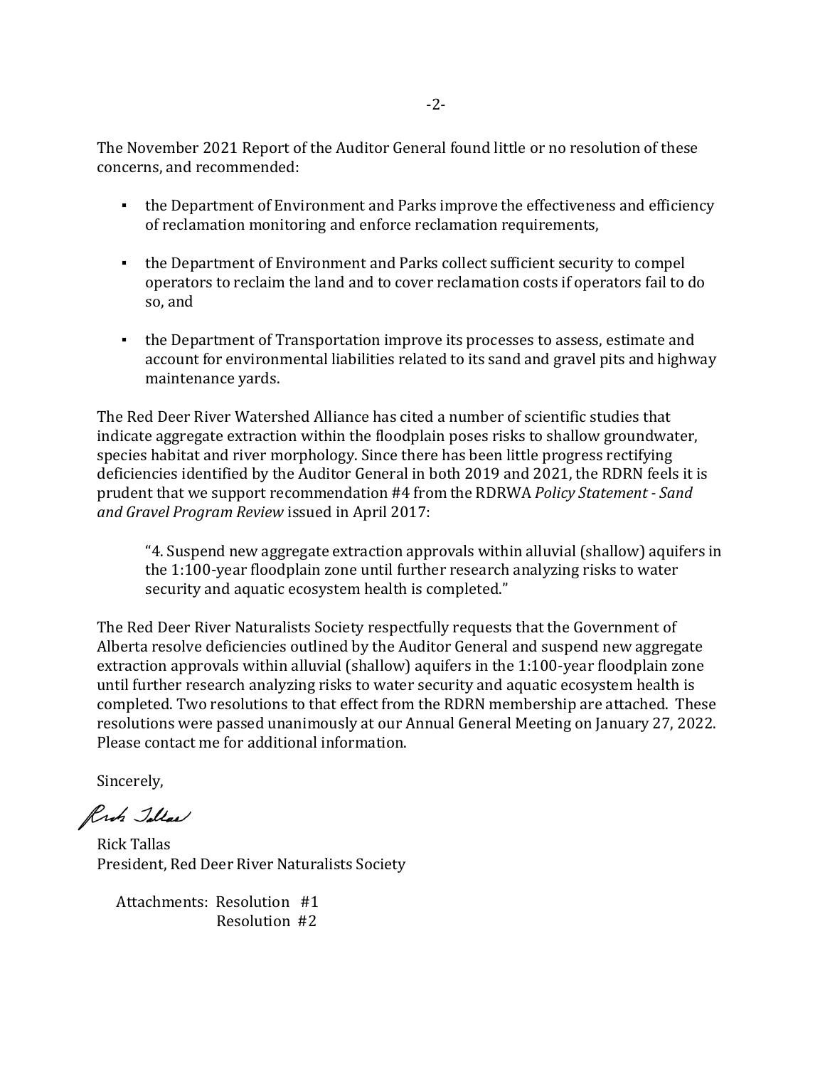The November 2021 Report of the Auditor General found little or no resolution of these concerns, and recommended:

- the Department of Environment and Parks improve the effectiveness and efficiency of reclamation monitoring and enforce reclamation requirements,
- the Department of Environment and Parks collect sufficient security to compel operators to reclaim the land and to cover reclamation costs if operators fail to do so, and
- the Department of Transportation improve its processes to assess, estimate and account for environmental liabilities related to its sand and gravel pits and highway maintenance yards.

The Red Deer River Watershed Alliance has cited a number of scientific studies that indicate aggregate extraction within the floodplain poses risks to shallow groundwater, species habitat and river morphology. Since there has been little progress rectifying deficiencies identified by the Auditor General in both 2019 and 2021, the RDRN feels it is prudent that we support recommendation #4 from the RDRWA *Policy Statement - Sand and Gravel Program Review* issued in April 2017:

> "4. Suspend new aggregate extraction approvals within alluvial (shallow) aquifers in the 1:100-year floodplain zone until further research analyzing risks to water security and aquatic ecosystem health is completed."

The Red Deer River Naturalists Society respectfully requests that the Government of Alberta resolve deficiencies outlined by the Auditor General and suspend new aggregate extraction approvals within alluvial (shallow) aquifers in the 1:100-year floodplain zone until further research analyzing risks to water security and aquatic ecosystem health is completed. Two resolutions to that effect from the RDRN membership are attached. These resolutions were passed unanimously at our Annual General Meeting on January 27, 2022. Please contact me for additional information.

Sincerely,

Rick Tallas

Rick Tallas
President, Red Deer River Naturalists Society

Attachments: Resolution #1
Resolution #2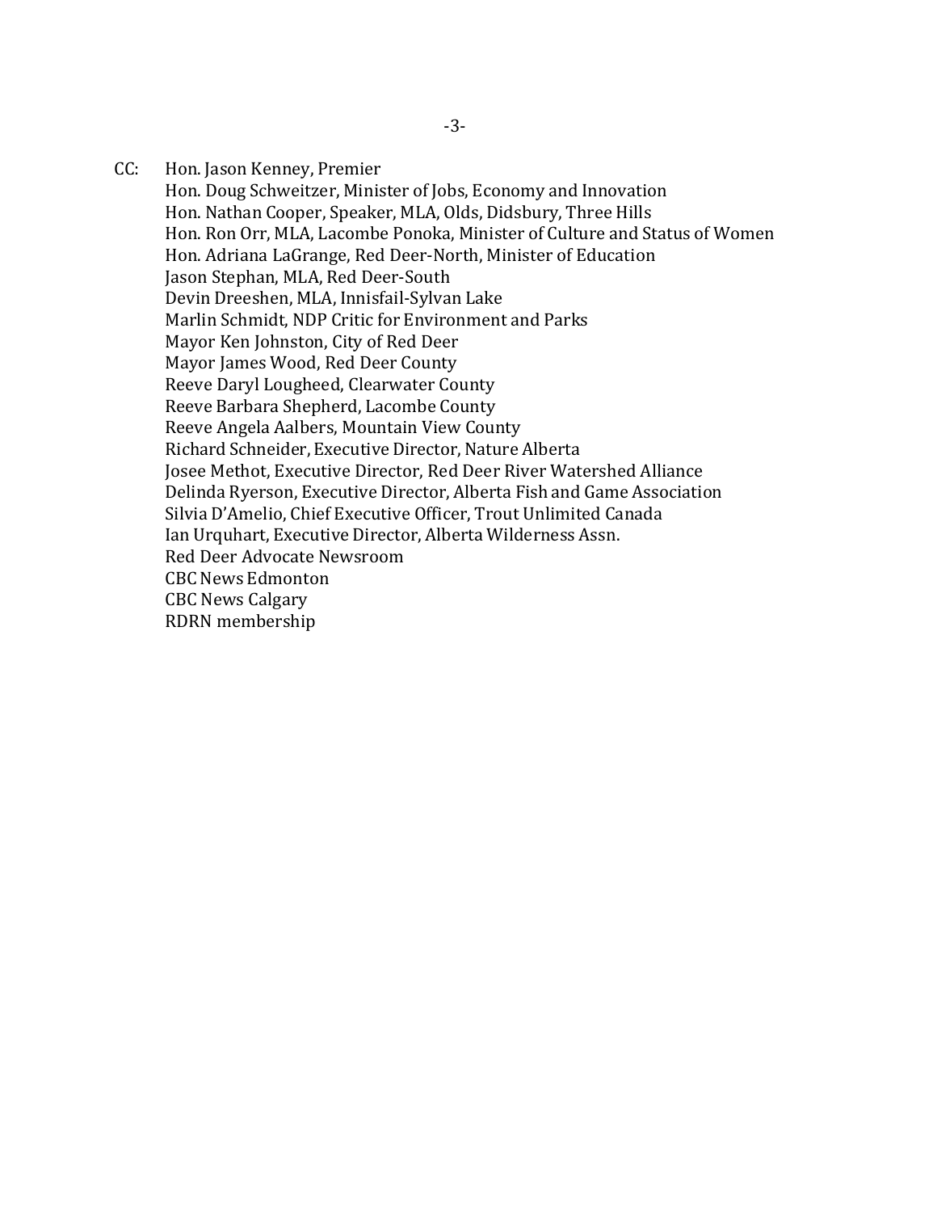CC: Hon. Jason Kenney, Premier
Hon. Doug Schweitzer, Minister of Jobs, Economy and Innovation
Hon. Nathan Cooper, Speaker, MLA, Olds, Didsbury, Three Hills
Hon. Ron Orr, MLA, Lacombe Ponoka, Minister of Culture and Status of Women
Hon. Adriana LaGrange, Red Deer-North, Minister of Education
Jason Stephan, MLA, Red Deer-South
Devin Dreeshen, MLA, Innisfail-Sylvan Lake
Marlin Schmidt, NDP Critic for Environment and Parks
Mayor Ken Johnston, City of Red Deer
Mayor James Wood, Red Deer County
Reeve Daryl Lougheed, Clearwater County
Reeve Barbara Shepherd, Lacombe County
Reeve Angela Aalbers, Mountain View County
Richard Schneider, Executive Director, Nature Alberta
Josee Methot, Executive Director, Red Deer River Watershed Alliance
Delinda Ryerson, Executive Director, Alberta Fish and Game Association
Silvia D'Amelio, Chief Executive Officer, Trout Unlimited Canada
Ian Urquhart, Executive Director, Alberta Wilderness Assn.
Red Deer Advocate Newsroom
CBC News Edmonton
CBC News Calgary
RDRN membership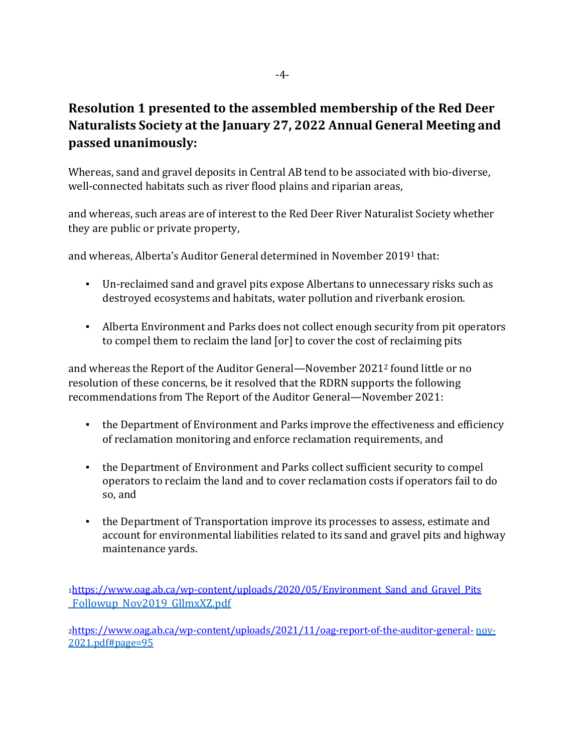## Resolution 1 presented to the assembled membership of the Red Deer Naturalists Society at the January 27, 2022 Annual General Meeting and passed unanimously:

Whereas, sand and gravel deposits in Central AB tend to be associated with bio-diverse, well-connected habitats such as river flood plains and riparian areas,

and whereas, such areas are of interest to the Red Deer River Naturalist Society whether they are public or private property,

and whereas, Alberta's Auditor General determined in November 2019[1] that:

- Un-reclaimed sand and gravel pits expose Albertans to unnecessary risks such as destroyed ecosystems and habitats, water pollution and riverbank erosion.
- Alberta Environment and Parks does not collect enough security from pit operators to compel them to reclaim the land [or] to cover the cost of reclaiming pits

and whereas the Report of the Auditor General—November 2021[2] found little or no resolution of these concerns, be it resolved that the RDRN supports the following recommendations from The Report of the Auditor General—November 2021:

- the Department of Environment and Parks improve the effectiveness and efficiency of reclamation monitoring and enforce reclamation requirements, and
- the Department of Environment and Parks collect sufficient security to compel operators to reclaim the land and to cover reclamation costs if operators fail to do so, and
- the Department of Transportation improve its processes to assess, estimate and account for environmental liabilities related to its sand and gravel pits and highway maintenance yards.

[1] https://www.oag.ab.ca/wp-content/uploads/2020/05/Environment_Sand_and_Gravel_Pits_Followup_Nov2019_GllmxXZ.pdf

[2] https://www.oag.ab.ca/wp-content/uploads/2021/11/oag-report-of-the-auditor-general-nov-2021.pdf#page=95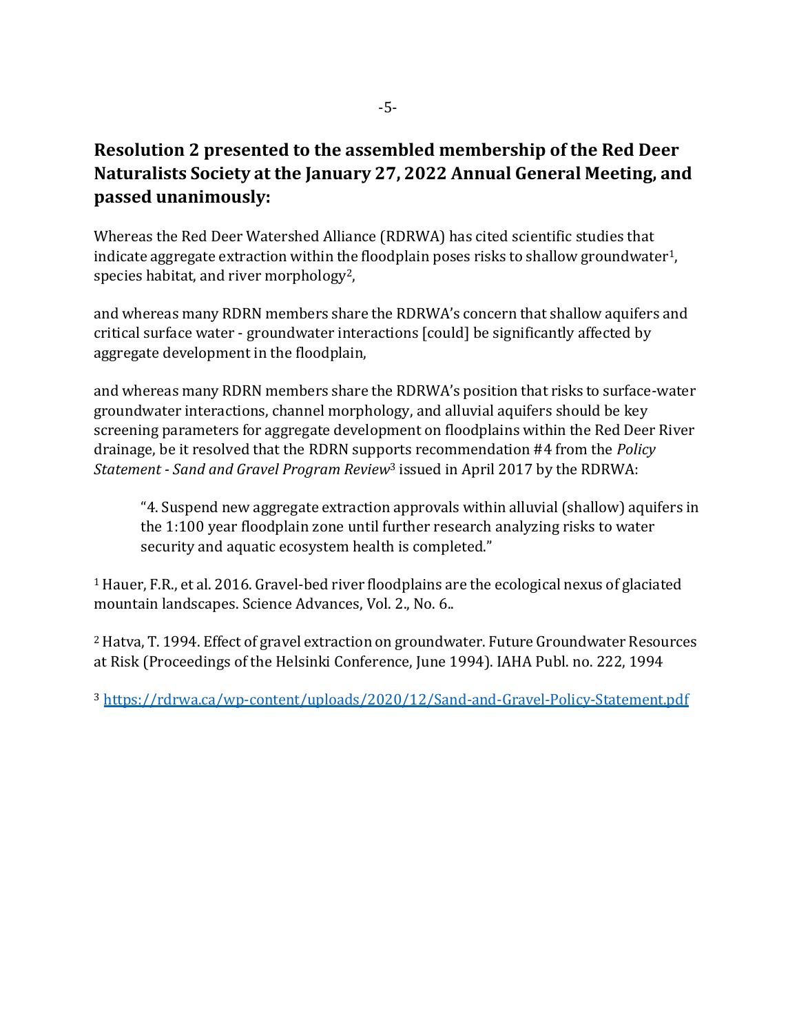## Resolution 2 presented to the assembled membership of the Red Deer Naturalists Society at the January 27, 2022 Annual General Meeting, and passed unanimously:

Whereas the Red Deer Watershed Alliance (RDRWA) has cited scientific studies that indicate aggregate extraction within the floodplain poses risks to shallow groundwater[1], species habitat, and river morphology[2],

and whereas many RDRN members share the RDRWA's concern that shallow aquifers and critical surface water - groundwater interactions [could] be significantly affected by aggregate development in the floodplain,

and whereas many RDRN members share the RDRWA's position that risks to surface-water groundwater interactions, channel morphology, and alluvial aquifers should be key screening parameters for aggregate development on floodplains within the Red Deer River drainage, be it resolved that the RDRN supports recommendation #4 from the *Policy Statement - Sand and Gravel Program Review*[3] issued in April 2017 by the RDRWA:

> "4. Suspend new aggregate extraction approvals within alluvial (shallow) aquifers in the 1:100 year floodplain zone until further research analyzing risks to water security and aquatic ecosystem health is completed."

[1] Hauer, F.R., et al. 2016. Gravel-bed river floodplains are the ecological nexus of glaciated mountain landscapes. Science Advances, Vol. 2., No. 6..

[2] Hatva, T. 1994. Effect of gravel extraction on groundwater. Future Groundwater Resources at Risk (Proceedings of the Helsinki Conference, June 1994). IAHA Publ. no. 222, 1994

[3] https://rdrwa.ca/wp-content/uploads/2020/12/Sand-and-Gravel-Policy-Statement.pdf